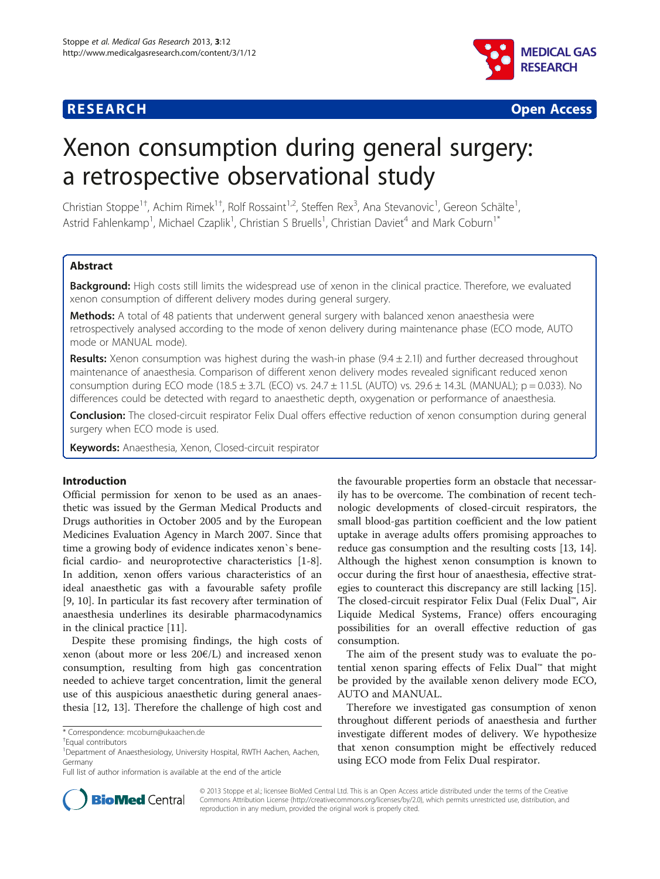# Xenon consumption during general surgery: a retrospective observational study

Christian Stoppe[1†], Achim Rimek[1†], Rolf Rossaint[1,2], Steffen Rex[3], Ana Stevanovic[1], Gereon Schälte[1], Astrid Fahlenkamp[1], Michael Czaplik[1], Christian S Bruells[1], Christian Daviet[4] and Mark Coburn[1*]

## Abstract

**Background:** High costs still limits the widespread use of xenon in the clinical practice. Therefore, we evaluated xenon consumption of different delivery modes during general surgery.

**Methods:** A total of 48 patients that underwent general surgery with balanced xenon anaesthesia were retrospectively analysed according to the mode of xenon delivery during maintenance phase (ECO mode, AUTO mode or MANUAL mode).

**Results:** Xenon consumption was highest during the wash-in phase (9.4 ± 2.1l) and further decreased throughout maintenance of anaesthesia. Comparison of different xenon delivery modes revealed significant reduced xenon consumption during ECO mode (18.5 ± 3.7L (ECO) vs. 24.7 ± 11.5L (AUTO) vs. 29.6 ± 14.3L (MANUAL); $p = 0.033$). No differences could be detected with regard to anaesthetic depth, oxygenation or performance of anaesthesia.

**Conclusion:** The closed-circuit respirator Felix Dual offers effective reduction of xenon consumption during general surgery when ECO mode is used.

**Keywords:** Anaesthesia, Xenon, Closed-circuit respirator

## Introduction

Official permission for xenon to be used as an anaesthetic was issued by the German Medical Products and Drugs authorities in October 2005 and by the European Medicines Evaluation Agency in March 2007. Since that time a growing body of evidence indicates xenon`s beneficial cardio- and neuroprotective characteristics [1-8]. In addition, xenon offers various characteristics of an ideal anaesthetic gas with a favourable safety profile [9, 10]. In particular its fast recovery after termination of anaesthesia underlines its desirable pharmacodynamics in the clinical practice [11].

Despite these promising findings, the high costs of xenon (about more or less 20€/L) and increased xenon consumption, resulting from high gas concentration needed to achieve target concentration, limit the general use of this auspicious anaesthetic during general anaesthesia [12, 13]. Therefore the challenge of high cost and the favourable properties form an obstacle that necessarily has to be overcome. The combination of recent technologic developments of closed-circuit respirators, the small blood-gas partition coefficient and the low patient uptake in average adults offers promising approaches to reduce gas consumption and the resulting costs [13, 14]. Although the highest xenon consumption is known to occur during the first hour of anaesthesia, effective strategies to counteract this discrepancy are still lacking [15]. The closed-circuit respirator Felix Dual (Felix Dual™, Air Liquide Medical Systems, France) offers encouraging possibilities for an overall effective reduction of gas consumption.

The aim of the present study was to evaluate the potential xenon sparing effects of Felix Dual™ that might be provided by the available xenon delivery mode ECO, AUTO and MANUAL.

Therefore we investigated gas consumption of xenon throughout different periods of anaesthesia and further investigate different modes of delivery. We hypothesize that xenon consumption might be effectively reduced using ECO mode from Felix Dual respirator.

\* Correspondence: mcoburn@ukaachen.de
†Equal contributors
[1]Department of Anaesthesiology, University Hospital, RWTH Aachen, Aachen, Germany
Full list of author information is available at the end of the article

© 2013 Stoppe et al.; licensee BioMed Central Ltd. This is an Open Access article distributed under the terms of the Creative Commons Attribution License (http://creativecommons.org/licenses/by/2.0), which permits unrestricted use, distribution, and reproduction in any medium, provided the original work is properly cited.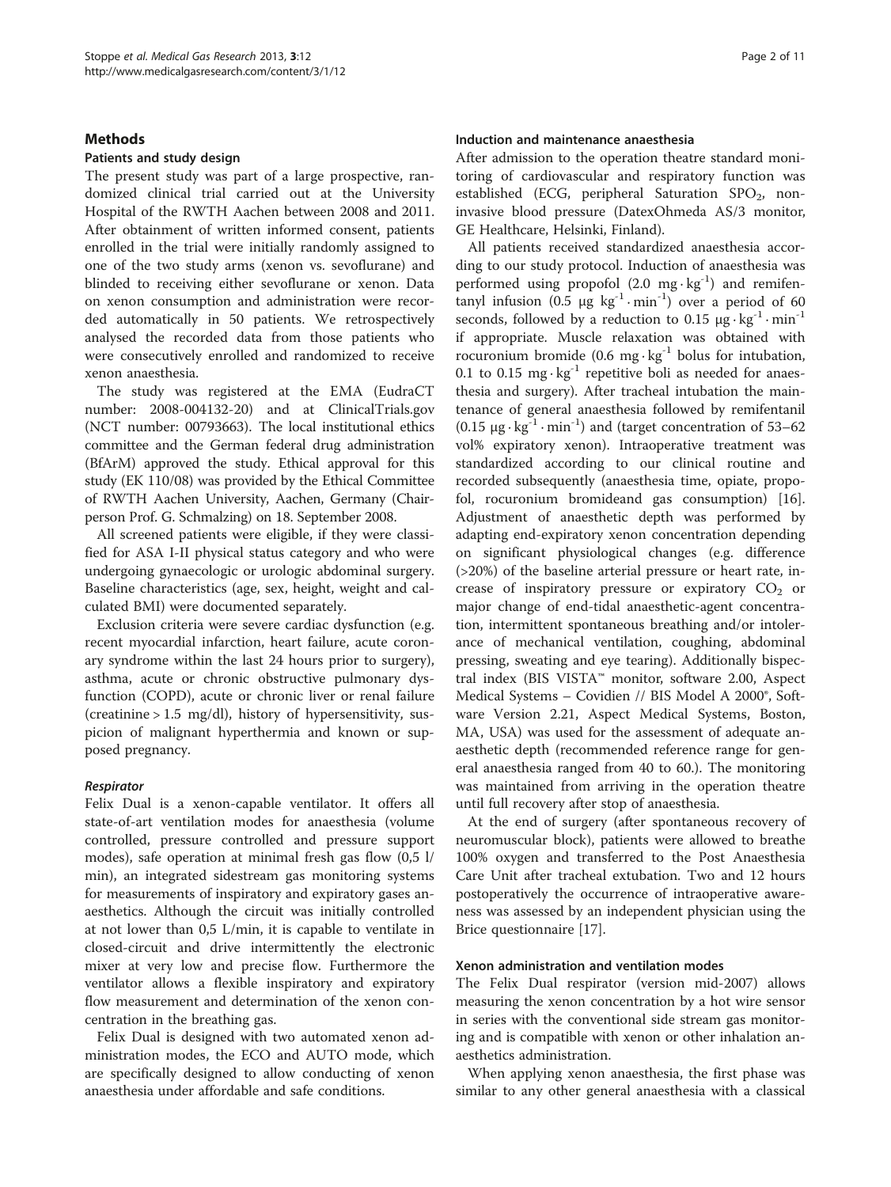## Methods

### Patients and study design

The present study was part of a large prospective, randomized clinical trial carried out at the University Hospital of the RWTH Aachen between 2008 and 2011. After obtainment of written informed consent, patients enrolled in the trial were initially randomly assigned to one of the two study arms (xenon vs. sevoflurane) and blinded to receiving either sevoflurane or xenon. Data on xenon consumption and administration were recorded automatically in 50 patients. We retrospectively analysed the recorded data from those patients who were consecutively enrolled and randomized to receive xenon anaesthesia.

The study was registered at the EMA (EudraCT number: 2008-004132-20) and at ClinicalTrials.gov (NCT number: 00793663). The local institutional ethics committee and the German federal drug administration (BfArM) approved the study. Ethical approval for this study (EK 110/08) was provided by the Ethical Committee of RWTH Aachen University, Aachen, Germany (Chairperson Prof. G. Schmalzing) on 18. September 2008.

All screened patients were eligible, if they were classified for ASA I-II physical status category and who were undergoing gynaecologic or urologic abdominal surgery. Baseline characteristics (age, sex, height, weight and calculated BMI) were documented separately.

Exclusion criteria were severe cardiac dysfunction (e.g. recent myocardial infarction, heart failure, acute coronary syndrome within the last 24 hours prior to surgery), asthma, acute or chronic obstructive pulmonary dysfunction (COPD), acute or chronic liver or renal failure (creatinine > 1.5 mg/dl), history of hypersensitivity, suspicion of malignant hyperthermia and known or supposed pregnancy.

#### *Respirator*

Felix Dual is a xenon-capable ventilator. It offers all state-of-art ventilation modes for anaesthesia (volume controlled, pressure controlled and pressure support modes), safe operation at minimal fresh gas flow (0,5 l/min), an integrated sidestream gas monitoring systems for measurements of inspiratory and expiratory gases anaesthetics. Although the circuit was initially controlled at not lower than 0,5 L/min, it is capable to ventilate in closed-circuit and drive intermittently the electronic mixer at very low and precise flow. Furthermore the ventilator allows a flexible inspiratory and expiratory flow measurement and determination of the xenon concentration in the breathing gas.

Felix Dual is designed with two automated xenon administration modes, the ECO and AUTO mode, which are specifically designed to allow conducting of xenon anaesthesia under affordable and safe conditions.

### Induction and maintenance anaesthesia

After admission to the operation theatre standard monitoring of cardiovascular and respiratory function was established (ECG, peripheral Saturation $SPO_2$, non-invasive blood pressure (DatexOhmeda AS/3 monitor, GE Healthcare, Helsinki, Finland).

All patients received standardized anaesthesia according to our study protocol. Induction of anaesthesia was performed using propofol ($2.0\ mg \cdot kg^{-1}$) and remifentanyl infusion ($0.5\ \mu g\ kg^{-1} \cdot min^{-1}$) over a period of 60 seconds, followed by a reduction to $0.15\ \mu g \cdot kg^{-1} \cdot min^{-1}$ if appropriate. Muscle relaxation was obtained with rocuronium bromide ($0.6\ mg \cdot kg^{-1}$ bolus for intubation, 0.1 to $0.15\ mg \cdot kg^{-1}$ repetitive boli as needed for anaesthesia and surgery). After tracheal intubation the maintenance of general anaesthesia followed by remifentanil ($0.15\ \mu g \cdot kg^{-1} \cdot min^{-1}$) and (target concentration of 53–62 vol% expiratory xenon). Intraoperative treatment was standardized according to our clinical routine and recorded subsequently (anaesthesia time, opiate, propofol, rocuronium bromideand gas consumption) [16]. Adjustment of anaesthetic depth was performed by adapting end-expiratory xenon concentration depending on significant physiological changes (e.g. difference (>20%) of the baseline arterial pressure or heart rate, increase of inspiratory pressure or expiratory $CO_2$ or major change of end-tidal anaesthetic-agent concentration, intermittent spontaneous breathing and/or intolerance of mechanical ventilation, coughing, abdominal pressing, sweating and eye tearing). Additionally bispectral index (BIS VISTA™ monitor, software 2.00, Aspect Medical Systems – Covidien // BIS Model A 2000®, Software Version 2.21, Aspect Medical Systems, Boston, MA, USA) was used for the assessment of adequate anaesthetic depth (recommended reference range for general anaesthesia ranged from 40 to 60.). The monitoring was maintained from arriving in the operation theatre until full recovery after stop of anaesthesia.

At the end of surgery (after spontaneous recovery of neuromuscular block), patients were allowed to breathe 100% oxygen and transferred to the Post Anaesthesia Care Unit after tracheal extubation. Two and 12 hours postoperatively the occurrence of intraoperative awareness was assessed by an independent physician using the Brice questionnaire [17].

### Xenon administration and ventilation modes

The Felix Dual respirator (version mid-2007) allows measuring the xenon concentration by a hot wire sensor in series with the conventional side stream gas monitoring and is compatible with xenon or other inhalation anaesthetics administration.

When applying xenon anaesthesia, the first phase was similar to any other general anaesthesia with a classical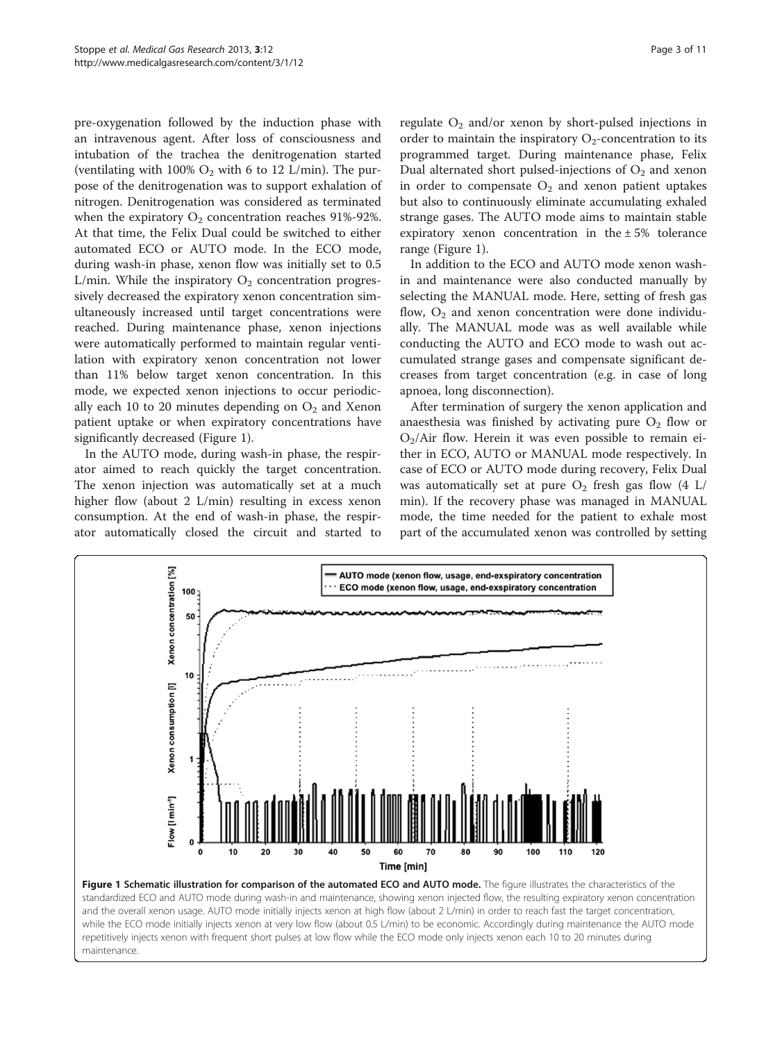pre-oxygenation followed by the induction phase with an intravenous agent. After loss of consciousness and intubation of the trachea the denitrogenation started (ventilating with 100% $O_2$ with 6 to 12 L/min). The purpose of the denitrogenation was to support exhalation of nitrogen. Denitrogenation was considered as terminated when the expiratory $O_2$ concentration reaches 91%-92%. At that time, the Felix Dual could be switched to either automated ECO or AUTO mode. In the ECO mode, during wash-in phase, xenon flow was initially set to 0.5 L/min. While the inspiratory $O_2$ concentration progressively decreased the expiratory xenon concentration simultaneously increased until target concentrations were reached. During maintenance phase, xenon injections were automatically performed to maintain regular ventilation with expiratory xenon concentration not lower than 11% below target xenon concentration. In this mode, we expected xenon injections to occur periodically each 10 to 20 minutes depending on $O_2$ and Xenon patient uptake or when expiratory concentrations have significantly decreased (Figure 1).

In the AUTO mode, during wash-in phase, the respirator aimed to reach quickly the target concentration. The xenon injection was automatically set at a much higher flow (about 2 L/min) resulting in excess xenon consumption. At the end of wash-in phase, the respirator automatically closed the circuit and started to regulate $O_2$ and/or xenon by short-pulsed injections in order to maintain the inspiratory $O_2$-concentration to its programmed target. During maintenance phase, Felix Dual alternated short pulsed-injections of $O_2$ and xenon in order to compensate $O_2$ and xenon patient uptakes but also to continuously eliminate accumulating exhaled strange gases. The AUTO mode aims to maintain stable expiratory xenon concentration in the ± 5% tolerance range (Figure 1).

In addition to the ECO and AUTO mode xenon wash-in and maintenance were also conducted manually by selecting the MANUAL mode. Here, setting of fresh gas flow, $O_2$ and xenon concentration were done individually. The MANUAL mode was as well available while conducting the AUTO and ECO mode to wash out accumulated strange gases and compensate significant decreases from target concentration (e.g. in case of long apnoea, long disconnection).

After termination of surgery the xenon application and anaesthesia was finished by activating pure $O_2$ flow or $O_2$/Air flow. Herein it was even possible to remain either in ECO, AUTO or MANUAL mode respectively. In case of ECO or AUTO mode during recovery, Felix Dual was automatically set at pure $O_2$ fresh gas flow (4 L/min). If the recovery phase was managed in MANUAL mode, the time needed for the patient to exhale most part of the accumulated xenon was controlled by setting

**Figure 1 Schematic illustration for comparison of the automated ECO and AUTO mode.** The figure illustrates the characteristics of the standardized ECO and AUTO mode during wash-in and maintenance, showing xenon injected flow, the resulting expiratory xenon concentration and the overall xenon usage. AUTO mode initially injects xenon at high flow (about 2 L/min) in order to reach fast the target concentration, while the ECO mode initially injects xenon at very low flow (about 0.5 L/min) to be economic. Accordingly during maintenance the AUTO mode repetitively injects xenon with frequent short pulses at low flow while the ECO mode only injects xenon each 10 to 20 minutes during maintenance.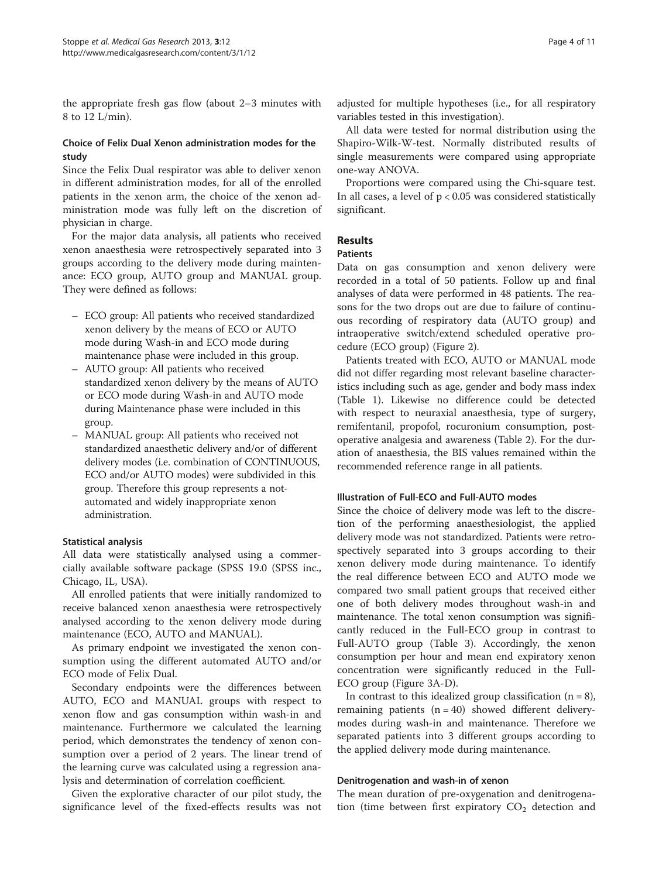the appropriate fresh gas flow (about 2–3 minutes with 8 to 12 L/min).

### Choice of Felix Dual Xenon administration modes for the study

Since the Felix Dual respirator was able to deliver xenon in different administration modes, for all of the enrolled patients in the xenon arm, the choice of the xenon administration mode was fully left on the discretion of physician in charge.

For the major data analysis, all patients who received xenon anaesthesia were retrospectively separated into 3 groups according to the delivery mode during maintenance: ECO group, AUTO group and MANUAL group. They were defined as follows:

- ECO group: All patients who received standardized xenon delivery by the means of ECO or AUTO mode during Wash-in and ECO mode during maintenance phase were included in this group.
- AUTO group: All patients who received standardized xenon delivery by the means of AUTO or ECO mode during Wash-in and AUTO mode during Maintenance phase were included in this group.
- MANUAL group: All patients who received not standardized anaesthetic delivery and/or of different delivery modes (i.e. combination of CONTINUOUS, ECO and/or AUTO modes) were subdivided in this group. Therefore this group represents a not-automated and widely inappropriate xenon administration.

### Statistical analysis

All data were statistically analysed using a commercially available software package (SPSS 19.0 (SPSS inc., Chicago, IL, USA).

All enrolled patients that were initially randomized to receive balanced xenon anaesthesia were retrospectively analysed according to the xenon delivery mode during maintenance (ECO, AUTO and MANUAL).

As primary endpoint we investigated the xenon consumption using the different automated AUTO and/or ECO mode of Felix Dual.

Secondary endpoints were the differences between AUTO, ECO and MANUAL groups with respect to xenon flow and gas consumption within wash-in and maintenance. Furthermore we calculated the learning period, which demonstrates the tendency of xenon consumption over a period of 2 years. The linear trend of the learning curve was calculated using a regression analysis and determination of correlation coefficient.

Given the explorative character of our pilot study, the significance level of the fixed-effects results was not adjusted for multiple hypotheses (i.e., for all respiratory variables tested in this investigation).

All data were tested for normal distribution using the Shapiro-Wilk-W-test. Normally distributed results of single measurements were compared using appropriate one-way ANOVA.

Proportions were compared using the Chi-square test. In all cases, a level of $p < 0.05$ was considered statistically significant.

## Results

### Patients

Data on gas consumption and xenon delivery were recorded in a total of 50 patients. Follow up and final analyses of data were performed in 48 patients. The reasons for the two drops out are due to failure of continuous recording of respiratory data (AUTO group) and intraoperative switch/extend scheduled operative procedure (ECO group) (Figure 2).

Patients treated with ECO, AUTO or MANUAL mode did not differ regarding most relevant baseline characteristics including such as age, gender and body mass index (Table 1). Likewise no difference could be detected with respect to neuraxial anaesthesia, type of surgery, remifentanil, propofol, rocuronium consumption, postoperative analgesia and awareness (Table 2). For the duration of anaesthesia, the BIS values remained within the recommended reference range in all patients.

### Illustration of Full-ECO and Full-AUTO modes

Since the choice of delivery mode was left to the discretion of the performing anaesthesiologist, the applied delivery mode was not standardized. Patients were retrospectively separated into 3 groups according to their xenon delivery mode during maintenance. To identify the real difference between ECO and AUTO mode we compared two small patient groups that received either one of both delivery modes throughout wash-in and maintenance. The total xenon consumption was significantly reduced in the Full-ECO group in contrast to Full-AUTO group (Table 3). Accordingly, the xenon consumption per hour and mean end expiratory xenon concentration were significantly reduced in the Full-ECO group (Figure 3A-D).

In contrast to this idealized group classification ($n = 8$), remaining patients ($n = 40$) showed different delivery-modes during wash-in and maintenance. Therefore we separated patients into 3 different groups according to the applied delivery mode during maintenance.

### Denitrogenation and wash-in of xenon

The mean duration of pre-oxygenation and denitrogenation (time between first expiratory $CO_2$ detection and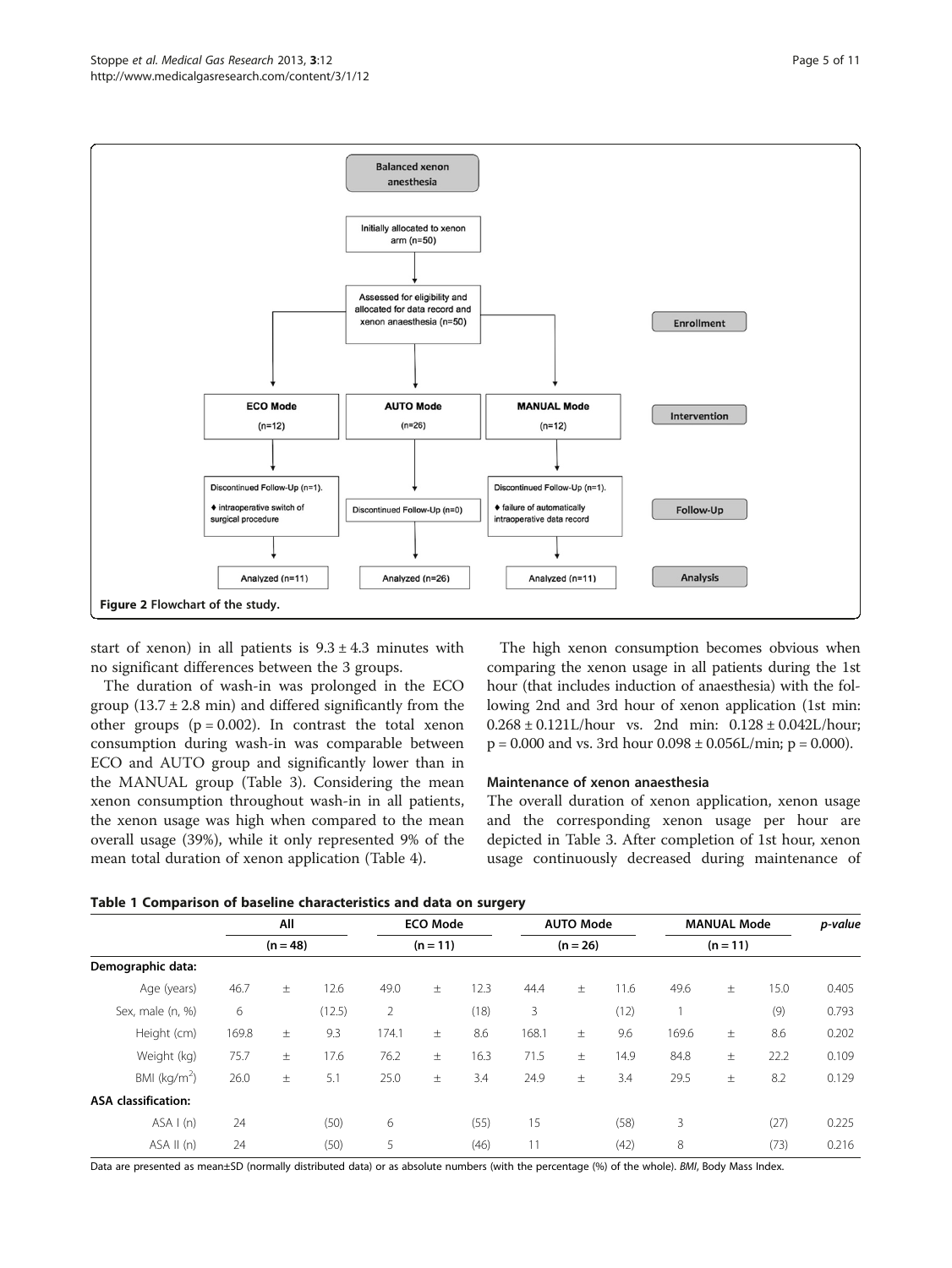Figure 2 Flowchart of the study.

start of xenon) in all patients is 9.3 ± 4.3 minutes with no significant differences between the 3 groups.

The duration of wash-in was prolonged in the ECO group (13.7 ± 2.8 min) and differed significantly from the other groups (p = 0.002). In contrast the total xenon consumption during wash-in was comparable between ECO and AUTO group and significantly lower than in the MANUAL group (Table 3). Considering the mean xenon consumption throughout wash-in in all patients, the xenon usage was high when compared to the mean overall usage (39%), while it only represented 9% of the mean total duration of xenon application (Table 4).

The high xenon consumption becomes obvious when comparing the xenon usage in all patients during the 1st hour (that includes induction of anaesthesia) with the following 2nd and 3rd hour of xenon application (1st min: 0.268 ± 0.121L/hour vs. 2nd min: 0.128 ± 0.042L/hour; p = 0.000 and vs. 3rd hour 0.098 ± 0.056L/min; p = 0.000).

### Maintenance of xenon anaesthesia

The overall duration of xenon application, xenon usage and the corresponding xenon usage per hour are depicted in Table 3. After completion of 1st hour, xenon usage continuously decreased during maintenance of

**Table 1 Comparison of baseline characteristics and data on surgery**

| | All | | | ECO Mode | | | AUTO Mode | | | MANUAL Mode | | | *p-value* |
|---|---|---|---|---|---|---|---|---|---|---|---|---|---|
| | (n = 48) | | | (n = 11) | | | (n = 26) | | | (n = 11) | | | |
| **Demographic data:** | | | | | | | | | | | | | |
| Age (years) | 46.7 | ± | 12.6 | 49.0 | ± | 12.3 | 44.4 | ± | 11.6 | 49.6 | ± | 15.0 | 0.405 |
| Sex, male (n, %) | 6 | | (12.5) | 2 | | (18) | 3 | | (12) | 1 | | (9) | 0.793 |
| Height (cm) | 169.8 | ± | 9.3 | 174.1 | ± | 8.6 | 168.1 | ± | 9.6 | 169.6 | ± | 8.6 | 0.202 |
| Weight (kg) | 75.7 | ± | 17.6 | 76.2 | ± | 16.3 | 71.5 | ± | 14.9 | 84.8 | ± | 22.2 | 0.109 |
| BMI (kg/m$^2$) | 26.0 | ± | 5.1 | 25.0 | ± | 3.4 | 24.9 | ± | 3.4 | 29.5 | ± | 8.2 | 0.129 |
| **ASA classification:** | | | | | | | | | | | | | |
| ASA I (n) | 24 | | (50) | 6 | | (55) | 15 | | (58) | 3 | | (27) | 0.225 |
| ASA II (n) | 24 | | (50) | 5 | | (46) | 11 | | (42) | 8 | | (73) | 0.216 |

Data are presented as mean±SD (normally distributed data) or as absolute numbers (with the percentage (%) of the whole). *BMI*, Body Mass Index.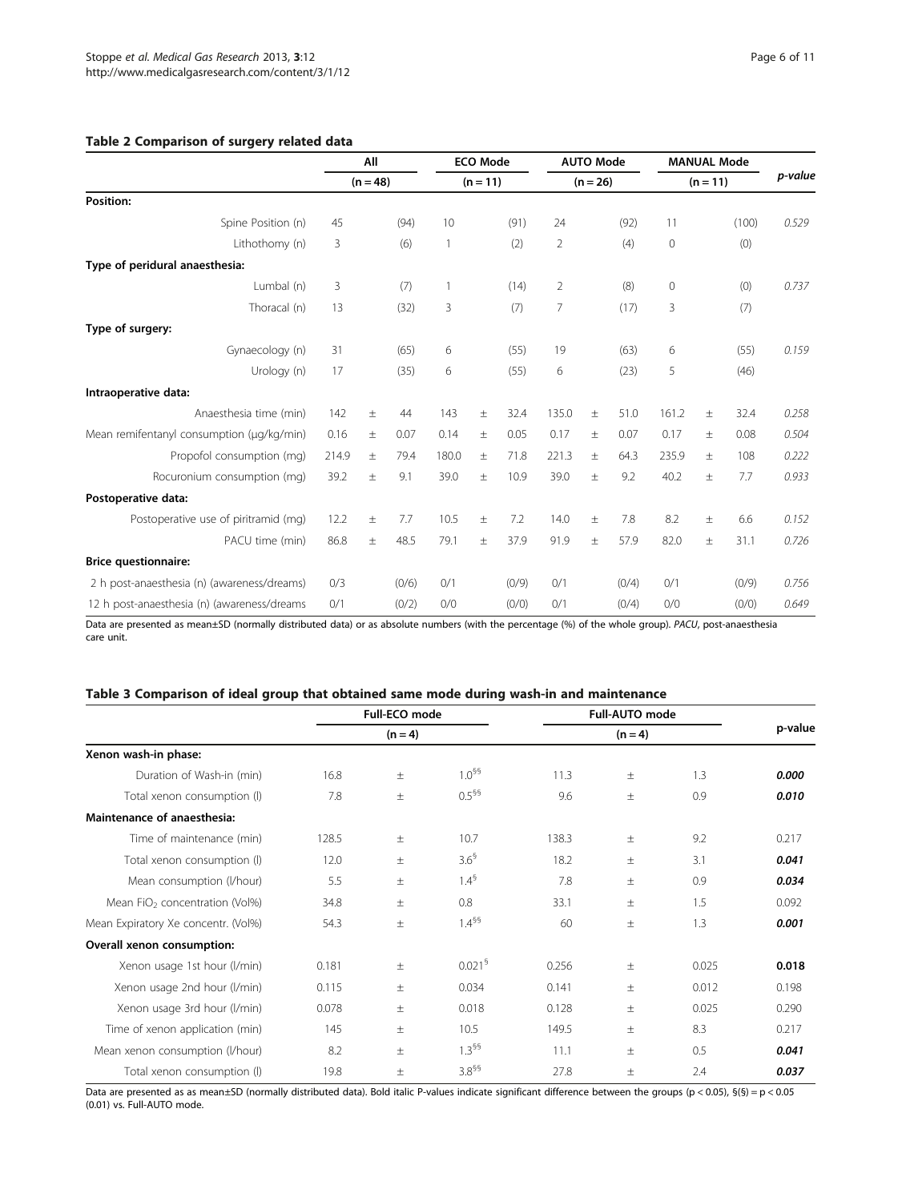**Table 2 Comparison of surgery related data**

| | All | | | ECO Mode | | | AUTO Mode | | | MANUAL Mode | | | *p-value* |
|---|---|---|---|---|---|---|---|---|---|---|---|---|---|
| | (n = 48) | | | (n = 11) | | | (n = 26) | | | (n = 11) | | | |
| **Position:** | | | | | | | | | | | | | |
| Spine Position (n) | 45 | | (94) | 10 | | (91) | 24 | | (92) | 11 | | (100) | *0.529* |
| Lithothomy (n) | 3 | | (6) | 1 | | (2) | 2 | | (4) | 0 | | (0) | |
| **Type of peridural anaesthesia:** | | | | | | | | | | | | | |
| Lumbal (n) | 3 | | (7) | 1 | | (14) | 2 | | (8) | 0 | | (0) | *0.737* |
| Thoracal (n) | 13 | | (32) | 3 | | (7) | 7 | | (17) | 3 | | (7) | |
| **Type of surgery:** | | | | | | | | | | | | | |
| Gynaecology (n) | 31 | | (65) | 6 | | (55) | 19 | | (63) | 6 | | (55) | *0.159* |
| Urology (n) | 17 | | (35) | 6 | | (55) | 6 | | (23) | 5 | | (46) | |
| **Intraoperative data:** | | | | | | | | | | | | | |
| Anaesthesia time (min) | 142 | ± | 44 | 143 | ± | 32.4 | 135.0 | ± | 51.0 | 161.2 | ± | 32.4 | *0.258* |
| Mean remifentanyl consumption (μg/kg/min) | 0.16 | ± | 0.07 | 0.14 | ± | 0.05 | 0.17 | ± | 0.07 | 0.17 | ± | 0.08 | *0.504* |
| Propofol consumption (mg) | 214.9 | ± | 79.4 | 180.0 | ± | 71.8 | 221.3 | ± | 64.3 | 235.9 | ± | 108 | *0.222* |
| Rocuronium consumption (mg) | 39.2 | ± | 9.1 | 39.0 | ± | 10.9 | 39.0 | ± | 9.2 | 40.2 | ± | 7.7 | *0.933* |
| **Postoperative data:** | | | | | | | | | | | | | |
| Postoperative use of piritramid (mg) | 12.2 | ± | 7.7 | 10.5 | ± | 7.2 | 14.0 | ± | 7.8 | 8.2 | ± | 6.6 | *0.152* |
| PACU time (min) | 86.8 | ± | 48.5 | 79.1 | ± | 37.9 | 91.9 | ± | 57.9 | 82.0 | ± | 31.1 | *0.726* |
| **Brice questionnaire:** | | | | | | | | | | | | | |
| 2 h post-anaesthesia (n) (awareness/dreams) | 0/3 | | (0/6) | 0/1 | | (0/9) | 0/1 | | (0/4) | 0/1 | | (0/9) | *0.756* |
| 12 h post-anaesthesia (n) (awareness/dreams | 0/1 | | (0/2) | 0/0 | | (0/0) | 0/1 | | (0/4) | 0/0 | | (0/0) | *0.649* |

Data are presented as mean±SD (normally distributed data) or as absolute numbers (with the percentage (%) of the whole group). *PACU*, post-anaesthesia care unit.

**Table 3 Comparison of ideal group that obtained same mode during wash-in and maintenance**

| | Full-ECO mode | | | Full-AUTO mode | | | p-value |
|---|---|---|---|---|---|---|---|
| | (n = 4) | | | (n = 4) | | | |
| **Xenon wash-in phase:** | | | | | | | |
| Duration of Wash-in (min) | 16.8 | ± | 1.0§§ | 11.3 | ± | 1.3 | ***0.000*** |
| Total xenon consumption (l) | 7.8 | ± | 0.5§§ | 9.6 | ± | 0.9 | ***0.010*** |
| **Maintenance of anaesthesia:** | | | | | | | |
| Time of maintenance (min) | 128.5 | ± | 10.7 | 138.3 | ± | 9.2 | 0.217 |
| Total xenon consumption (l) | 12.0 | ± | 3.6§ | 18.2 | ± | 3.1 | ***0.041*** |
| Mean consumption (l/hour) | 5.5 | ± | 1.4§ | 7.8 | ± | 0.9 | ***0.034*** |
| Mean $FiO_2$ concentration (Vol%) | 34.8 | ± | 0.8 | 33.1 | ± | 1.5 | 0.092 |
| Mean Expiratory Xe concentr. (Vol%) | 54.3 | ± | 1.4§§ | 60 | ± | 1.3 | ***0.001*** |
| **Overall xenon consumption:** | | | | | | | |
| Xenon usage 1st hour (l/min) | 0.181 | ± | 0.021§ | 0.256 | ± | 0.025 | **0.018** |
| Xenon usage 2nd hour (l/min) | 0.115 | ± | 0.034 | 0.141 | ± | 0.012 | 0.198 |
| Xenon usage 3rd hour (l/min) | 0.078 | ± | 0.018 | 0.128 | ± | 0.025 | 0.290 |
| Time of xenon application (min) | 145 | ± | 10.5 | 149.5 | ± | 8.3 | 0.217 |
| Mean xenon consumption (l/hour) | 8.2 | ± | 1.3§§ | 11.1 | ± | 0.5 | ***0.041*** |
| Total xenon consumption (l) | 19.8 | ± | 3.8§§ | 27.8 | ± | 2.4 | ***0.037*** |

Data are presented as as mean±SD (normally distributed data). Bold italic P-values indicate significant difference between the groups ($p < 0.05$), §(§) = $p < 0.05$ (0.01) vs. Full-AUTO mode.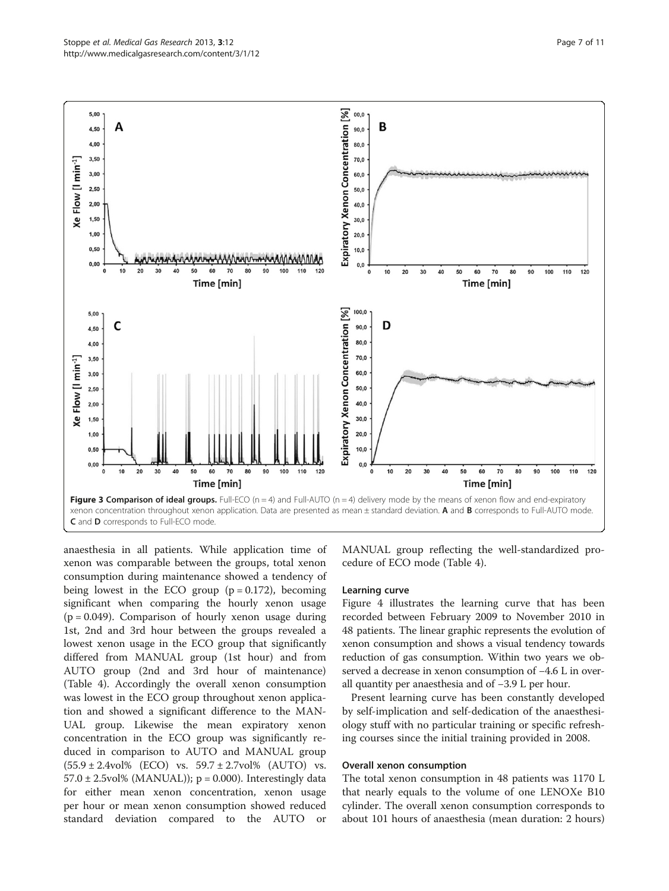**Figure 3 Comparison of ideal groups.** Full-ECO (n = 4) and Full-AUTO (n = 4) delivery mode by the means of xenon flow and end-expiratory xenon concentration throughout xenon application. Data are presented as mean ± standard deviation. **A** and **B** corresponds to Full-AUTO mode. **C** and **D** corresponds to Full-ECO mode.

anaesthesia in all patients. While application time of xenon was comparable between the groups, total xenon consumption during maintenance showed a tendency of being lowest in the ECO group ($p = 0.172$), becoming significant when comparing the hourly xenon usage ($p = 0.049$). Comparison of hourly xenon usage during 1st, 2nd and 3rd hour between the groups revealed a lowest xenon usage in the ECO group that significantly differed from MANUAL group (1st hour) and from AUTO group (2nd and 3rd hour of maintenance) (Table 4). Accordingly the overall xenon consumption was lowest in the ECO group throughout xenon application and showed a significant difference to the MANUAL group. Likewise the mean expiratory xenon concentration in the ECO group was significantly reduced in comparison to AUTO and MANUAL group (55.9 ± 2.4vol% (ECO) vs. 59.7 ± 2.7vol% (AUTO) vs. 57.0 ± 2.5vol% (MANUAL)); $p = 0.000$). Interestingly data for either mean xenon concentration, xenon usage per hour or mean xenon consumption showed reduced standard deviation compared to the AUTO or MANUAL group reflecting the well-standardized procedure of ECO mode (Table 4).

### Learning curve

Figure 4 illustrates the learning curve that has been recorded between February 2009 to November 2010 in 48 patients. The linear graphic represents the evolution of xenon consumption and shows a visual tendency towards reduction of gas consumption. Within two years we observed a decrease in xenon consumption of −4.6 L in overall quantity per anaesthesia and of −3.9 L per hour.

Present learning curve has been constantly developed by self-implication and self-dedication of the anaesthesiology stuff with no particular training or specific refreshing courses since the initial training provided in 2008.

### Overall xenon consumption

The total xenon consumption in 48 patients was 1170 L that nearly equals to the volume of one LENOXe B10 cylinder. The overall xenon consumption corresponds to about 101 hours of anaesthesia (mean duration: 2 hours)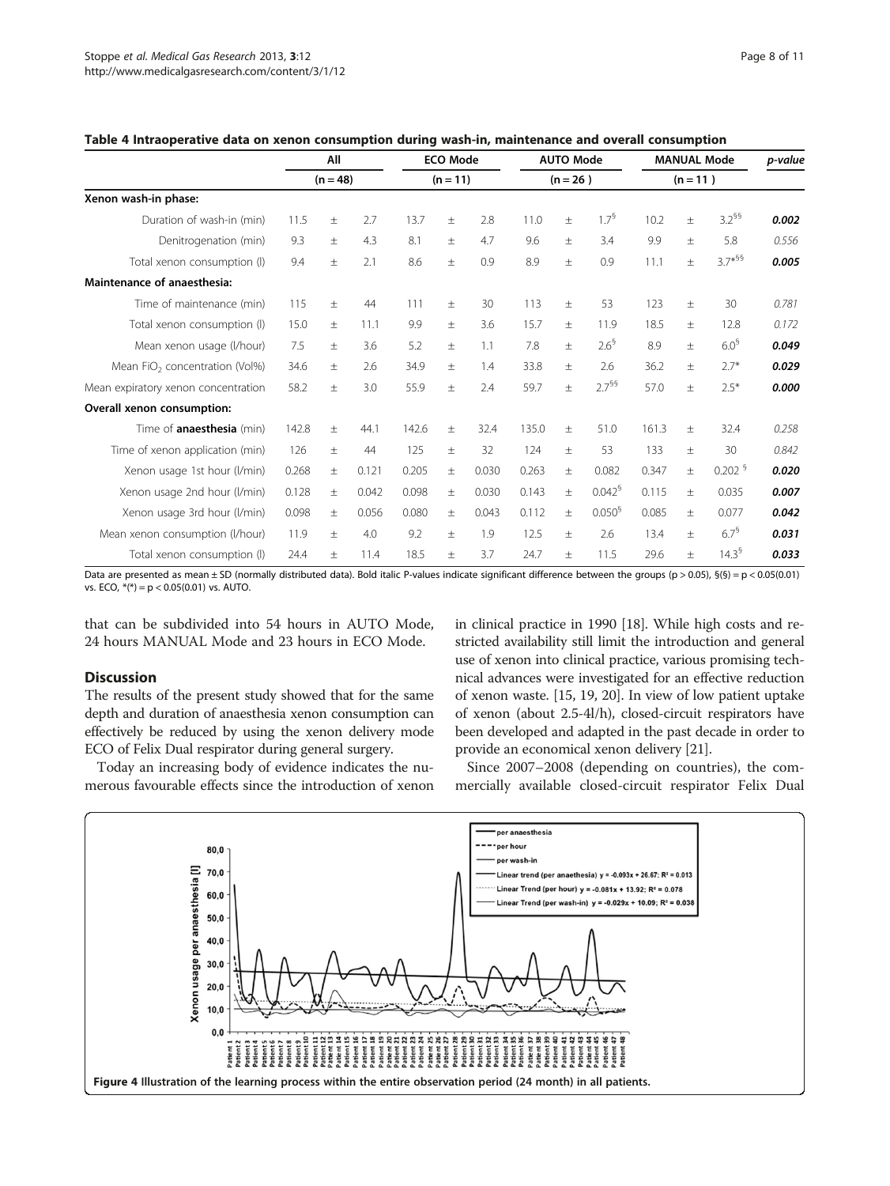**Table 4 Intraoperative data on xenon consumption during wash-in, maintenance and overall consumption**

| | All | | | ECO Mode | | | AUTO Mode | | | MANUAL Mode | | | p-value |
|---|---|---|---|---|---|---|---|---|---|---|---|---|---|
| | (n = 48) | | | (n = 11) | | | (n = 26 ) | | | (n = 11 ) | | | |
| **Xenon wash-in phase:** | | | | | | | | | | | | | |
| Duration of wash-in (min) | 11.5 | ± | 2.7 | 13.7 | ± | 2.8 | 11.0 | ± | 1.7§ | 10.2 | ± | 3.2§§ | ***0.002*** |
| Denitrogenation (min) | 9.3 | ± | 4.3 | 8.1 | ± | 4.7 | 9.6 | ± | 3.4 | 9.9 | ± | 5.8 | *0.556* |
| Total xenon consumption (l) | 9.4 | ± | 2.1 | 8.6 | ± | 0.9 | 8.9 | ± | 0.9 | 11.1 | ± | 3.7*§§ | ***0.005*** |
| **Maintenance of anaesthesia:** | | | | | | | | | | | | | |
| Time of maintenance (min) | 115 | ± | 44 | 111 | ± | 30 | 113 | ± | 53 | 123 | ± | 30 | *0.781* |
| Total xenon consumption (l) | 15.0 | ± | 11.1 | 9.9 | ± | 3.6 | 15.7 | ± | 11.9 | 18.5 | ± | 12.8 | *0.172* |
| Mean xenon usage (l/hour) | 7.5 | ± | 3.6 | 5.2 | ± | 1.1 | 7.8 | ± | 2.6§ | 8.9 | ± | 6.0§ | ***0.049*** |
| Mean $FiO_2$ concentration (Vol%) | 34.6 | ± | 2.6 | 34.9 | ± | 1.4 | 33.8 | ± | 2.6 | 36.2 | ± | 2.7* | ***0.029*** |
| Mean expiratory xenon concentration | 58.2 | ± | 3.0 | 55.9 | ± | 2.4 | 59.7 | ± | 2.7§§ | 57.0 | ± | 2.5* | ***0.000*** |
| **Overall xenon consumption:** | | | | | | | | | | | | | |
| Time of **anaesthesia** (min) | 142.8 | ± | 44.1 | 142.6 | ± | 32.4 | 135.0 | ± | 51.0 | 161.3 | ± | 32.4 | *0.258* |
| Time of xenon application (min) | 126 | ± | 44 | 125 | ± | 32 | 124 | ± | 53 | 133 | ± | 30 | *0.842* |
| Xenon usage 1st hour (l/min) | 0.268 | ± | 0.121 | 0.205 | ± | 0.030 | 0.263 | ± | 0.082 | 0.347 | ± | 0.202 § | ***0.020*** |
| Xenon usage 2nd hour (l/min) | 0.128 | ± | 0.042 | 0.098 | ± | 0.030 | 0.143 | ± | 0.042§ | 0.115 | ± | 0.035 | ***0.007*** |
| Xenon usage 3rd hour (l/min) | 0.098 | ± | 0.056 | 0.080 | ± | 0.043 | 0.112 | ± | 0.050§ | 0.085 | ± | 0.077 | ***0.042*** |
| Mean xenon consumption (l/hour) | 11.9 | ± | 4.0 | 9.2 | ± | 1.9 | 12.5 | ± | 2.6 | 13.4 | ± | 6.7§ | ***0.031*** |
| Total xenon consumption (l) | 24.4 | ± | 11.4 | 18.5 | ± | 3.7 | 24.7 | ± | 11.5 | 29.6 | ± | 14.3§ | ***0.033*** |

Data are presented as mean ± SD (normally distributed data). Bold italic P-values indicate significant difference between the groups (p > 0.05), §(§) = p < 0.05(0.01) vs. ECO, *(*) = p < 0.05(0.01) vs. AUTO.

that can be subdivided into 54 hours in AUTO Mode, 24 hours MANUAL Mode and 23 hours in ECO Mode.

## Discussion

The results of the present study showed that for the same depth and duration of anaesthesia xenon consumption can effectively be reduced by using the xenon delivery mode ECO of Felix Dual respirator during general surgery.

Today an increasing body of evidence indicates the numerous favourable effects since the introduction of xenon in clinical practice in 1990 [18]. While high costs and restricted availability still limit the introduction and general use of xenon into clinical practice, various promising technical advances were investigated for an effective reduction of xenon waste. [15, 19, 20]. In view of low patient uptake of xenon (about 2.5-4l/h), closed-circuit respirators have been developed and adapted in the past decade in order to provide an economical xenon delivery [21].

Since 2007–2008 (depending on countries), the commercially available closed-circuit respirator Felix Dual

**Figure 4** Illustration of the learning process within the entire observation period (24 month) in all patients.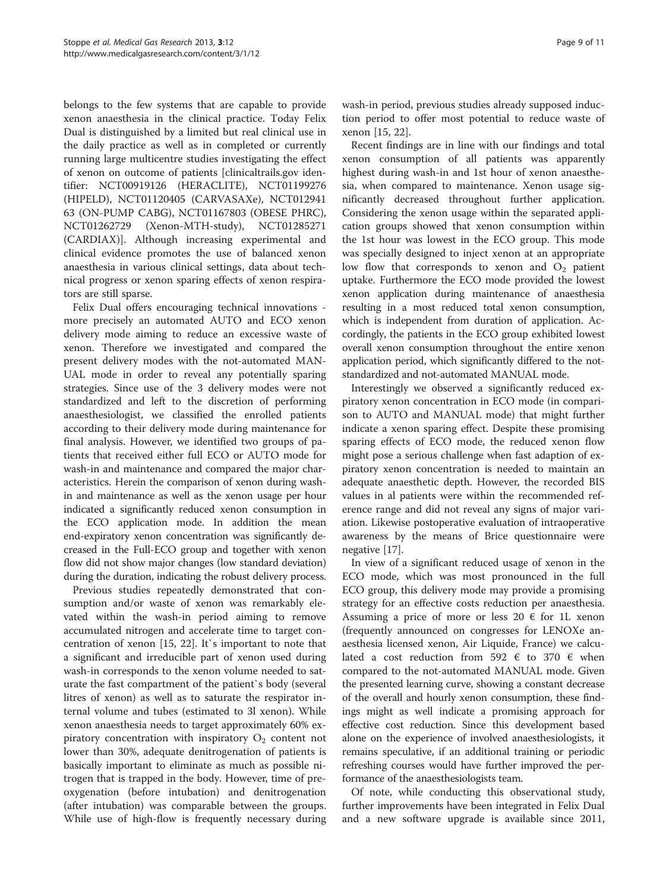belongs to the few systems that are capable to provide xenon anaesthesia in the clinical practice. Today Felix Dual is distinguished by a limited but real clinical use in the daily practice as well as in completed or currently running large multicentre studies investigating the effect of xenon on outcome of patients [clinicaltrails.gov identifier: NCT00919126 (HERACLITE), NCT01199276 (HIPELD), NCT01120405 (CARVASAXe), NCT01294163 (ON-PUMP CABG), NCT01167803 (OBESE PHRC), NCT01262729 (Xenon-MTH-study), NCT01285271 (CARDIAX)]. Although increasing experimental and clinical evidence promotes the use of balanced xenon anaesthesia in various clinical settings, data about technical progress or xenon sparing effects of xenon respirators are still sparse.

Felix Dual offers encouraging technical innovations - more precisely an automated AUTO and ECO xenon delivery mode aiming to reduce an excessive waste of xenon. Therefore we investigated and compared the present delivery modes with the not-automated MANUAL mode in order to reveal any potentially sparing strategies. Since use of the 3 delivery modes were not standardized and left to the discretion of performing anaesthesiologist, we classified the enrolled patients according to their delivery mode during maintenance for final analysis. However, we identified two groups of patients that received either full ECO or AUTO mode for wash-in and maintenance and compared the major characteristics. Herein the comparison of xenon during wash-in and maintenance as well as the xenon usage per hour indicated a significantly reduced xenon consumption in the ECO application mode. In addition the mean end-expiratory xenon concentration was significantly decreased in the Full-ECO group and together with xenon flow did not show major changes (low standard deviation) during the duration, indicating the robust delivery process.

Previous studies repeatedly demonstrated that consumption and/or waste of xenon was remarkably elevated within the wash-in period aiming to remove accumulated nitrogen and accelerate time to target concentration of xenon [15, 22]. It`s important to note that a significant and irreducible part of xenon used during wash-in corresponds to the xenon volume needed to saturate the fast compartment of the patient`s body (several litres of xenon) as well as to saturate the respirator internal volume and tubes (estimated to 3l xenon). While xenon anaesthesia needs to target approximately 60% expiratory concentration with inspiratory $O_2$ content not lower than 30%, adequate denitrogenation of patients is basically important to eliminate as much as possible nitrogen that is trapped in the body. However, time of preoxygenation (before intubation) and denitrogenation (after intubation) was comparable between the groups. While use of high-flow is frequently necessary during wash-in period, previous studies already supposed induction period to offer most potential to reduce waste of xenon [15, 22].

Recent findings are in line with our findings and total xenon consumption of all patients was apparently highest during wash-in and 1st hour of xenon anaesthesia, when compared to maintenance. Xenon usage significantly decreased throughout further application. Considering the xenon usage within the separated application groups showed that xenon consumption within the 1st hour was lowest in the ECO group. This mode was specially designed to inject xenon at an appropriate low flow that corresponds to xenon and $O_2$ patient uptake. Furthermore the ECO mode provided the lowest xenon application during maintenance of anaesthesia resulting in a most reduced total xenon consumption, which is independent from duration of application. Accordingly, the patients in the ECO group exhibited lowest overall xenon consumption throughout the entire xenon application period, which significantly differed to the not-standardized and not-automated MANUAL mode.

Interestingly we observed a significantly reduced expiratory xenon concentration in ECO mode (in comparison to AUTO and MANUAL mode) that might further indicate a xenon sparing effect. Despite these promising sparing effects of ECO mode, the reduced xenon flow might pose a serious challenge when fast adaption of expiratory xenon concentration is needed to maintain an adequate anaesthetic depth. However, the recorded BIS values in al patients were within the recommended reference range and did not reveal any signs of major variation. Likewise postoperative evaluation of intraoperative awareness by the means of Brice questionnaire were negative [17].

In view of a significant reduced usage of xenon in the ECO mode, which was most pronounced in the full ECO group, this delivery mode may provide a promising strategy for an effective costs reduction per anaesthesia. Assuming a price of more or less 20 € for 1L xenon (frequently announced on congresses for LENOXe anaesthesia licensed xenon, Air Liquide, France) we calculated a cost reduction from 592 € to 370 € when compared to the not-automated MANUAL mode. Given the presented learning curve, showing a constant decrease of the overall and hourly xenon consumption, these findings might as well indicate a promising approach for effective cost reduction. Since this development based alone on the experience of involved anaesthesiologists, it remains speculative, if an additional training or periodic refreshing courses would have further improved the performance of the anaesthesiologists team.

Of note, while conducting this observational study, further improvements have been integrated in Felix Dual and a new software upgrade is available since 2011,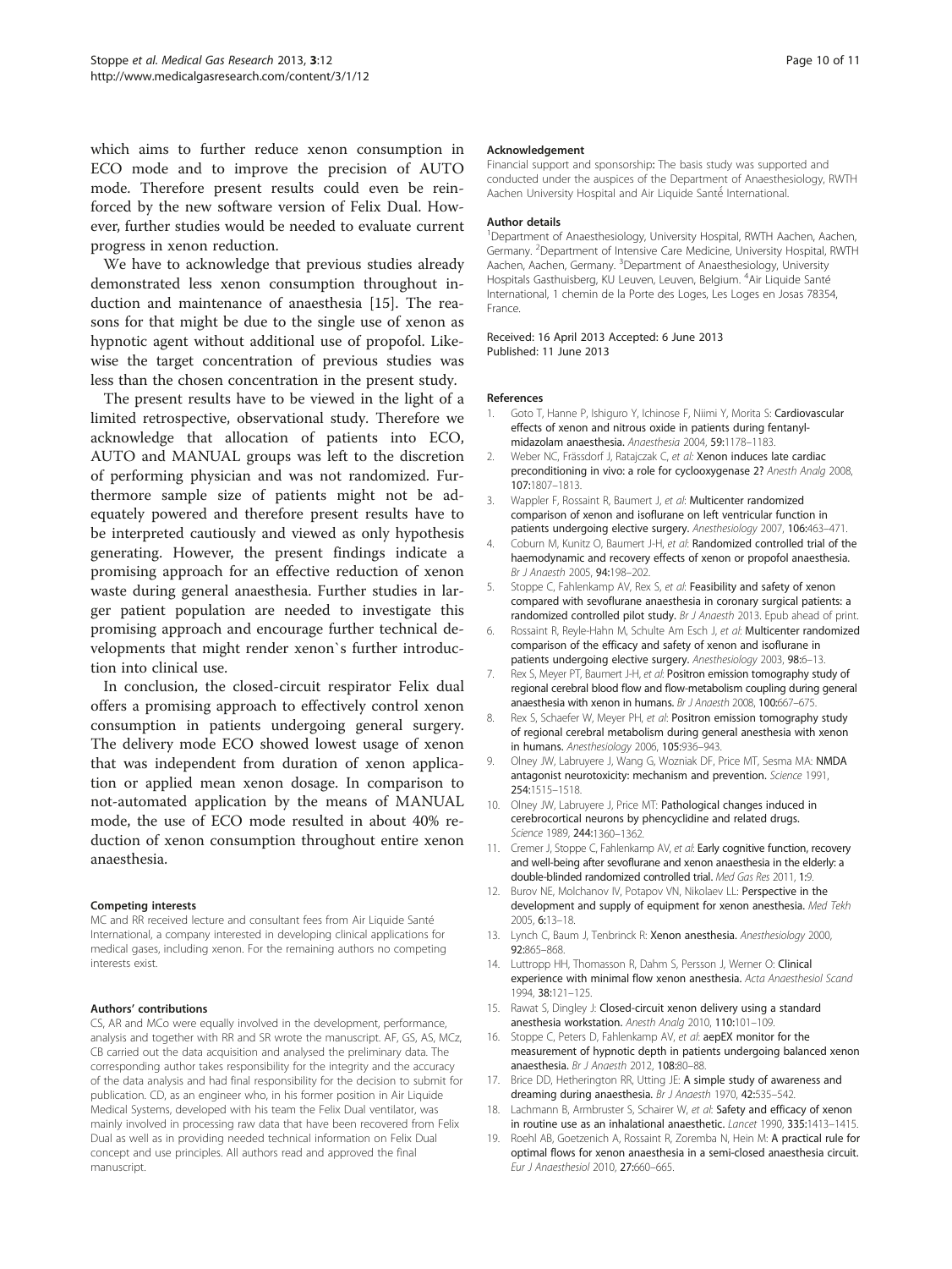which aims to further reduce xenon consumption in ECO mode and to improve the precision of AUTO mode. Therefore present results could even be reinforced by the new software version of Felix Dual. However, further studies would be needed to evaluate current progress in xenon reduction.

We have to acknowledge that previous studies already demonstrated less xenon consumption throughout induction and maintenance of anaesthesia [15]. The reasons for that might be due to the single use of xenon as hypnotic agent without additional use of propofol. Likewise the target concentration of previous studies was less than the chosen concentration in the present study.

The present results have to be viewed in the light of a limited retrospective, observational study. Therefore we acknowledge that allocation of patients into ECO, AUTO and MANUAL groups was left to the discretion of performing physician and was not randomized. Furthermore sample size of patients might not be adequately powered and therefore present results have to be interpreted cautiously and viewed as only hypothesis generating. However, the present findings indicate a promising approach for an effective reduction of xenon waste during general anaesthesia. Further studies in larger patient population are needed to investigate this promising approach and encourage further technical developments that might render xenon`s further introduction into clinical use.

In conclusion, the closed-circuit respirator Felix dual offers a promising approach to effectively control xenon consumption in patients undergoing general surgery. The delivery mode ECO showed lowest usage of xenon that was independent from duration of xenon application or applied mean xenon dosage. In comparison to not-automated application by the means of MANUAL mode, the use of ECO mode resulted in about 40% reduction of xenon consumption throughout entire xenon anaesthesia.

#### Competing interests
MC and RR received lecture and consultant fees from Air Liquide Santé International, a company interested in developing clinical applications for medical gases, including xenon. For the remaining authors no competing interests exist.

#### Authors' contributions
CS, AR and MCo were equally involved in the development, performance, analysis and together with RR and SR wrote the manuscript. AF, GS, AS, MCz, CB carried out the data acquisition and analysed the preliminary data. The corresponding author takes responsibility for the integrity and the accuracy of the data analysis and had final responsibility for the decision to submit for publication. CD, as an engineer who, in his former position in Air Liquide Medical Systems, developed with his team the Felix Dual ventilator, was mainly involved in processing raw data that have been recovered from Felix Dual as well as in providing needed technical information on Felix Dual concept and use principles. All authors read and approved the final manuscript.

#### Acknowledgement
Financial support and sponsorship: The basis study was supported and conducted under the auspices of the Department of Anaesthesiology, RWTH Aachen University Hospital and Air Liquide Santé International.

#### Author details
[1]Department of Anaesthesiology, University Hospital, RWTH Aachen, Aachen, Germany. [2]Department of Intensive Care Medicine, University Hospital, RWTH Aachen, Aachen, Germany. [3]Department of Anaesthesiology, University Hospitals Gasthuisberg, KU Leuven, Leuven, Belgium. [4]Air Liquide Santé International, 1 chemin de la Porte des Loges, Les Loges en Josas 78354, France.

Received: 16 April 2013 Accepted: 6 June 2013
Published: 11 June 2013

#### References
1. Goto T, Hanne P, Ishiguro Y, Ichinose F, Niimi Y, Morita S: **Cardiovascular effects of xenon and nitrous oxide in patients during fentanyl-midazolam anaesthesia.** *Anaesthesia* 2004, **59:**1178–1183.
2. Weber NC, Frässdorf J, Ratajczak C, *et al*: **Xenon induces late cardiac preconditioning in vivo: a role for cyclooxygenase 2?** *Anesth Analg* 2008, **107:**1807–1813.
3. Wappler F, Rossaint R, Baumert J, *et al*: **Multicenter randomized comparison of xenon and isoflurane on left ventricular function in patients undergoing elective surgery.** *Anesthesiology* 2007, **106:**463–471.
4. Coburn M, Kunitz O, Baumert J-H, *et al*: **Randomized controlled trial of the haemodynamic and recovery effects of xenon or propofol anaesthesia.** *Br J Anaesth* 2005, **94:**198–202.
5. Stoppe C, Fahlenkamp AV, Rex S, *et al*: **Feasibility and safety of xenon compared with sevoflurane anaesthesia in coronary surgical patients: a randomized controlled pilot study.** *Br J Anaesth* 2013. Epub ahead of print.
6. Rossaint R, Reyle-Hahn M, Schulte Am Esch J, *et al*: **Multicenter randomized comparison of the efficacy and safety of xenon and isoflurane in patients undergoing elective surgery.** *Anesthesiology* 2003, **98:**6–13.
7. Rex S, Meyer PT, Baumert J-H, *et al*: **Positron emission tomography study of regional cerebral blood flow and flow-metabolism coupling during general anaesthesia with xenon in humans.** *Br J Anaesth* 2008, **100:**667–675.
8. Rex S, Schaefer W, Meyer PH, *et al*: **Positron emission tomography study of regional cerebral metabolism during general anesthesia with xenon in humans.** *Anesthesiology* 2006, **105:**936–943.
9. Olney JW, Labruyere J, Wang G, Wozniak DF, Price MT, Sesma MA: **NMDA antagonist neurotoxicity: mechanism and prevention.** *Science* 1991, **254:**1515–1518.
10. Olney JW, Labruyere J, Price MT: **Pathological changes induced in cerebrocortical neurons by phencyclidine and related drugs.** *Science* 1989, **244:**1360–1362.
11. Cremer J, Stoppe C, Fahlenkamp AV, *et al*: **Early cognitive function, recovery and well-being after sevoflurane and xenon anaesthesia in the elderly: a double-blinded randomized controlled trial.** *Med Gas Res* 2011, **1:**9.
12. Burov NE, Molchanov IV, Potapov VN, Nikolaev LL: **Perspective in the development and supply of equipment for xenon anesthesia.** *Med Tekh* 2005, **6:**13–18.
13. Lynch C, Baum J, Tenbrinck R: **Xenon anesthesia.** *Anesthesiology* 2000, **92:**865–868.
14. Luttropp HH, Thomasson R, Dahm S, Persson J, Werner O: **Clinical experience with minimal flow xenon anesthesia.** *Acta Anaesthesiol Scand* 1994, **38:**121–125.
15. Rawat S, Dingley J: **Closed-circuit xenon delivery using a standard anesthesia workstation.** *Anesth Analg* 2010, **110:**101–109.
16. Stoppe C, Peters D, Fahlenkamp AV, *et al*: **aepEX monitor for the measurement of hypnotic depth in patients undergoing balanced xenon anaesthesia.** *Br J Anaesth* 2012, **108:**80–88.
17. Brice DD, Hetherington RR, Utting JE: **A simple study of awareness and dreaming during anaesthesia.** *Br J Anaesth* 1970, **42:**535–542.
18. Lachmann B, Armbruster S, Schairer W, *et al*: **Safety and efficacy of xenon in routine use as an inhalational anaesthetic.** *Lancet* 1990, **335:**1413–1415.
19. Roehl AB, Goetzenich A, Rossaint R, Zoremba N, Hein M: **A practical rule for optimal flows for xenon anaesthesia in a semi-closed anaesthesia circuit.** *Eur J Anaesthesiol* 2010, **27:**660–665.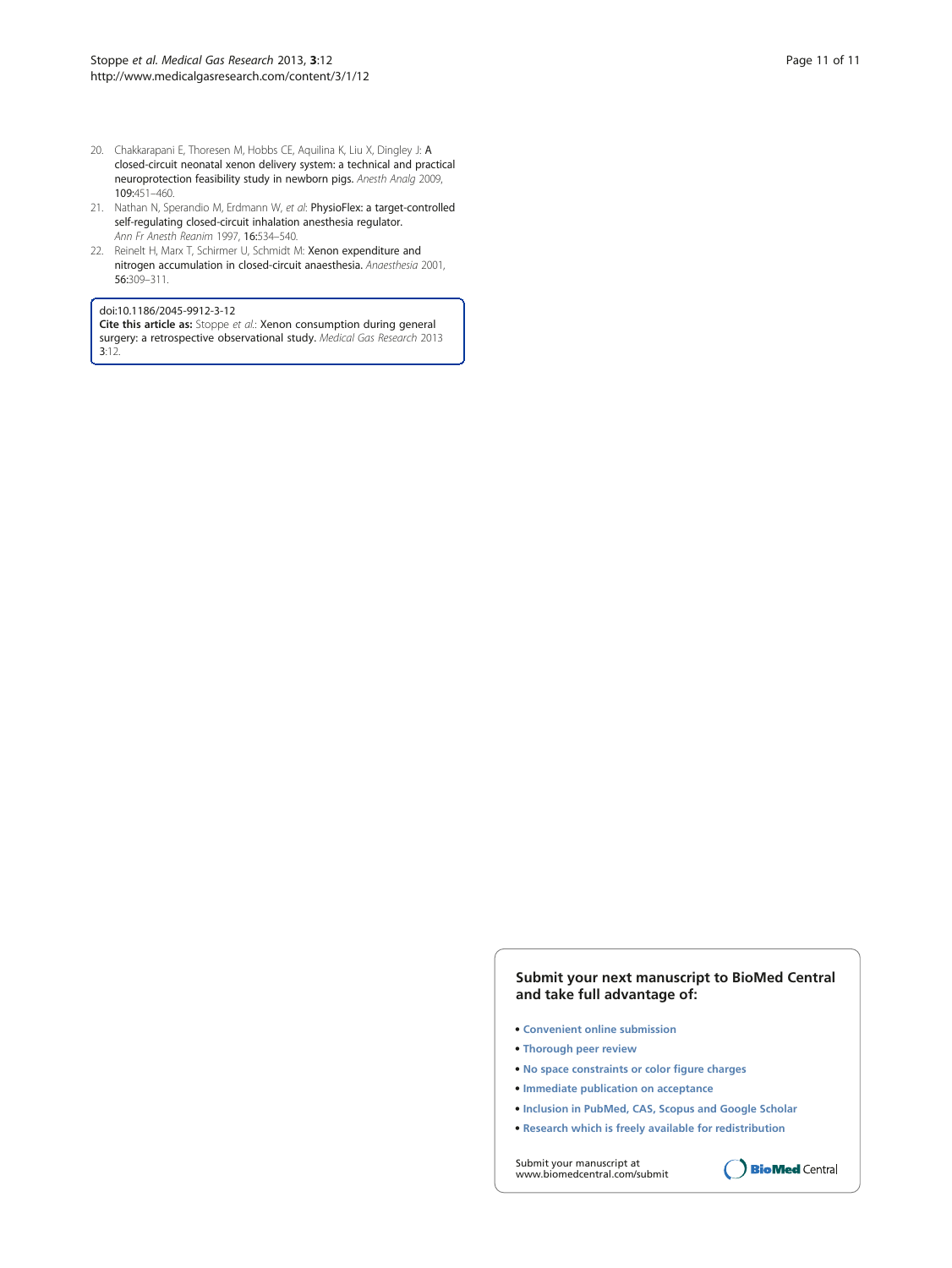20. Chakkarapani E, Thoresen M, Hobbs CE, Aquilina K, Liu X, Dingley J: **A closed-circuit neonatal xenon delivery system: a technical and practical neuroprotection feasibility study in newborn pigs.** *Anesth Analg* 2009, **109:**451–460.
21. Nathan N, Sperandio M, Erdmann W, *et al*: **PhysioFlex: a target-controlled self-regulating closed-circuit inhalation anesthesia regulator.** *Ann Fr Anesth Reanim* 1997, **16:**534–540.
22. Reinelt H, Marx T, Schirmer U, Schmidt M: **Xenon expenditure and nitrogen accumulation in closed-circuit anaesthesia.** *Anaesthesia* 2001, **56:**309–311.

doi:10.1186/2045-9912-3-12
**Cite this article as:** Stoppe *et al.*: Xenon consumption during general surgery: a retrospective observational study. *Medical Gas Research* 2013 **3**:12.

**Submit your next manuscript to BioMed Central and take full advantage of:**

- **Convenient online submission**
- **Thorough peer review**
- **No space constraints or color figure charges**
- **Immediate publication on acceptance**
- **Inclusion in PubMed, CAS, Scopus and Google Scholar**
- **Research which is freely available for redistribution**

Submit your manuscript at
www.biomedcentral.com/submit

BioMed Central